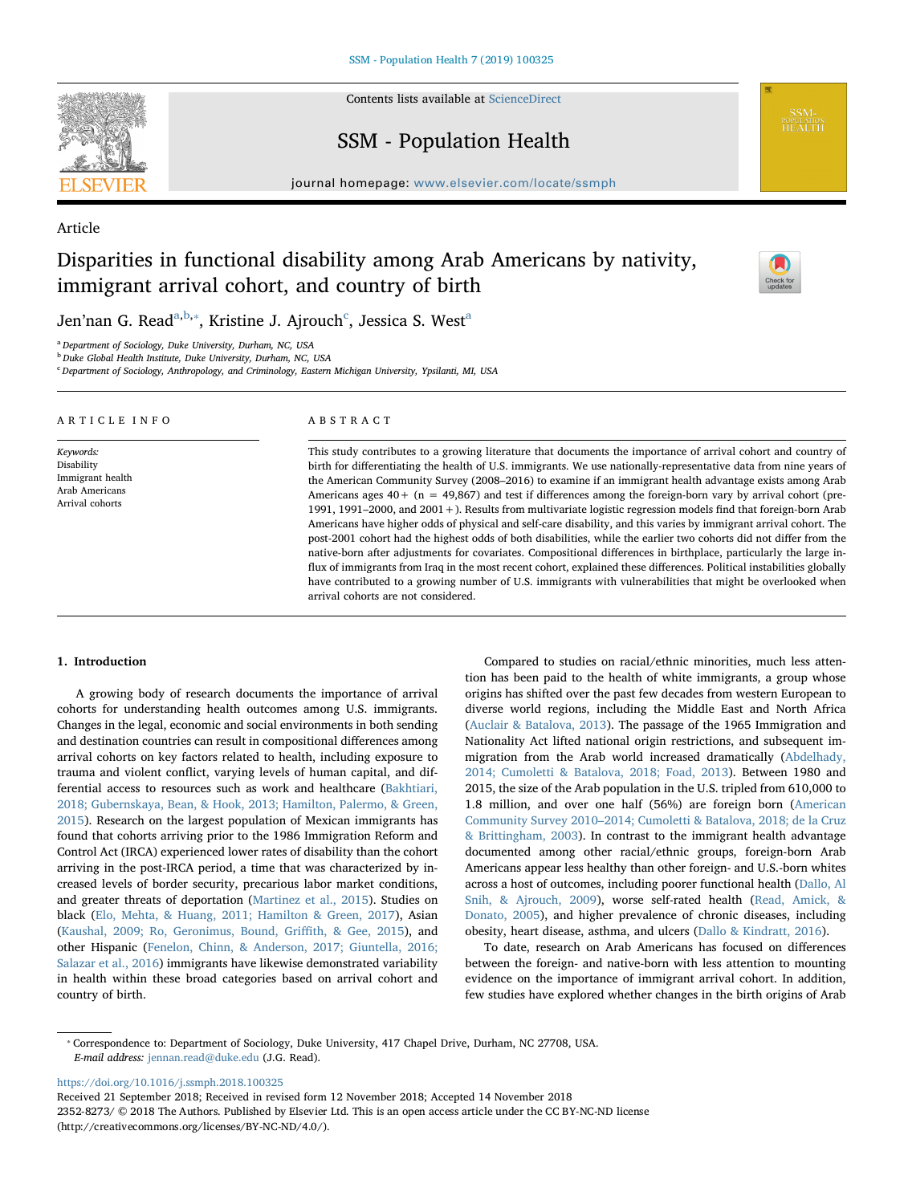Article

# Disparities in functional disability among Arab Americans by nativity, immigrant arrival cohort, and country of birth

Jen'nan G. Read[a,b,*], Kristine J. Ajrouch[c], Jessica S. West[a]

[a] Department of Sociology, Duke University, Durham, NC, USA
[b] Duke Global Health Institute, Duke University, Durham, NC, USA
[c] Department of Sociology, Anthropology, and Criminology, Eastern Michigan University, Ypsilanti, MI, USA

## ARTICLE INFO

*Keywords:*
Disability
Immigrant health
Arab Americans
Arrival cohorts

## ABSTRACT

This study contributes to a growing literature that documents the importance of arrival cohort and country of birth for differentiating the health of U.S. immigrants. We use nationally-representative data from nine years of the American Community Survey (2008–2016) to examine if an immigrant health advantage exists among Arab Americans ages 40+ (n = 49,867) and test if differences among the foreign-born vary by arrival cohort (pre-1991, 1991–2000, and 2001+). Results from multivariate logistic regression models find that foreign-born Arab Americans have higher odds of physical and self-care disability, and this varies by immigrant arrival cohort. The post-2001 cohort had the highest odds of both disabilities, while the earlier two cohorts did not differ from the native-born after adjustments for covariates. Compositional differences in birthplace, particularly the large influx of immigrants from Iraq in the most recent cohort, explained these differences. Political instabilities globally have contributed to a growing number of U.S. immigrants with vulnerabilities that might be overlooked when arrival cohorts are not considered.

## 1. Introduction

A growing body of research documents the importance of arrival cohorts for understanding health outcomes among U.S. immigrants. Changes in the legal, economic and social environments in both sending and destination countries can result in compositional differences among arrival cohorts on key factors related to health, including exposure to trauma and violent conflict, varying levels of human capital, and differential access to resources such as work and healthcare (Bakhtiari, 2018; Gubernskaya, Bean, & Hook, 2013; Hamilton, Palermo, & Green, 2015). Research on the largest population of Mexican immigrants has found that cohorts arriving prior to the 1986 Immigration Reform and Control Act (IRCA) experienced lower rates of disability than the cohort arriving in the post-IRCA period, a time that was characterized by increased levels of border security, precarious labor market conditions, and greater threats of deportation (Martinez et al., 2015). Studies on black (Elo, Mehta, & Huang, 2011; Hamilton & Green, 2017), Asian (Kaushal, 2009; Ro, Geronimus, Bound, Griffith, & Gee, 2015), and other Hispanic (Fenelon, Chinn, & Anderson, 2017; Giuntella, 2016; Salazar et al., 2016) immigrants have likewise demonstrated variability in health within these broad categories based on arrival cohort and country of birth.

Compared to studies on racial/ethnic minorities, much less attention has been paid to the health of white immigrants, a group whose origins has shifted over the past few decades from western European to diverse world regions, including the Middle East and North Africa (Auclair & Batalova, 2013). The passage of the 1965 Immigration and Nationality Act lifted national origin restrictions, and subsequent immigration from the Arab world increased dramatically (Abdelhady, 2014; Cumoletti & Batalova, 2018; Foad, 2013). Between 1980 and 2015, the size of the Arab population in the U.S. tripled from 610,000 to 1.8 million, and over one half (56%) are foreign born (American Community Survey 2010–2014; Cumoletti & Batalova, 2018; de la Cruz & Brittingham, 2003). In contrast to the immigrant health advantage documented among other racial/ethnic groups, foreign-born Arab Americans appear less healthy than other foreign- and U.S.-born whites across a host of outcomes, including poorer functional health (Dallo, Al Snih, & Ajrouch, 2009), worse self-rated health (Read, Amick, & Donato, 2005), and higher prevalence of chronic diseases, including obesity, heart disease, asthma, and ulcers (Dallo & Kindratt, 2016).

To date, research on Arab Americans has focused on differences between the foreign- and native-born with less attention to mounting evidence on the importance of immigrant arrival cohort. In addition, few studies have explored whether changes in the birth origins of Arab

---

* Correspondence to: Department of Sociology, Duke University, 417 Chapel Drive, Durham, NC 27708, USA.
*E-mail address:* jennan.read@duke.edu (J.G. Read).

https://doi.org/10.1016/j.ssmph.2018.100325
Received 21 September 2018; Received in revised form 12 November 2018; Accepted 14 November 2018
2352-8273/ © 2018 The Authors. Published by Elsevier Ltd. This is an open access article under the CC BY-NC-ND license (http://creativecommons.org/licenses/BY-NC-ND/4.0/).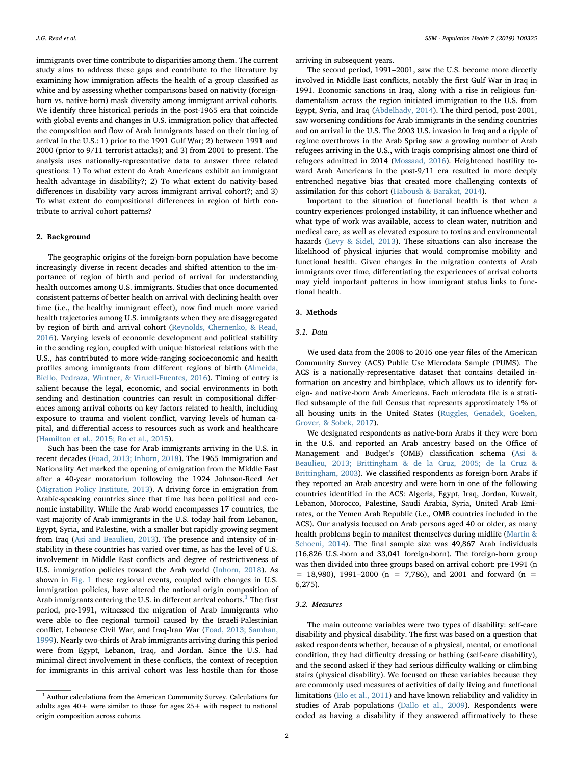immigrants over time contribute to disparities among them. The current study aims to address these gaps and contribute to the literature by examining how immigration affects the health of a group classified as white and by assessing whether comparisons based on nativity (foreign-born vs. native-born) mask diversity among immigrant arrival cohorts. We identify three historical periods in the post-1965 era that coincide with global events and changes in U.S. immigration policy that affected the composition and flow of Arab immigrants based on their timing of arrival in the U.S.: 1) prior to the 1991 Gulf War; 2) between 1991 and 2000 (prior to 9/11 terrorist attacks); and 3) from 2001 to present. The analysis uses nationally-representative data to answer three related questions: 1) To what extent do Arab Americans exhibit an immigrant health advantage in disability?; 2) To what extent do nativity-based differences in disability vary across immigrant arrival cohort?; and 3) To what extent do compositional differences in region of birth contribute to arrival cohort patterns?

## 2. Background

The geographic origins of the foreign-born population have become increasingly diverse in recent decades and shifted attention to the importance of region of birth and period of arrival for understanding health outcomes among U.S. immigrants. Studies that once documented consistent patterns of better health on arrival with declining health over time (i.e., the healthy immigrant effect), now find much more varied health trajectories among U.S. immigrants when they are disaggregated by region of birth and arrival cohort (Reynolds, Chernenko, & Read, 2016). Varying levels of economic development and political stability in the sending region, coupled with unique historical relations with the U.S., has contributed to more wide-ranging socioeconomic and health profiles among immigrants from different regions of birth (Almeida, Biello, Pedraza, Wintner, & Viruell-Fuentes, 2016). Timing of entry is salient because the legal, economic, and social environments in both sending and destination countries can result in compositional differences among arrival cohorts on key factors related to health, including exposure to trauma and violent conflict, varying levels of human capital, and differential access to resources such as work and healthcare (Hamilton et al., 2015; Ro et al., 2015).

Such has been the case for Arab immigrants arriving in the U.S. in recent decades (Foad, 2013; Inhorn, 2018). The 1965 Immigration and Nationality Act marked the opening of emigration from the Middle East after a 40-year moratorium following the 1924 Johnson-Reed Act (Migration Policy Institute, 2013). A driving force in emigration from Arabic-speaking countries since that time has been political and economic instability. While the Arab world encompasses 17 countries, the vast majority of Arab immigrants in the U.S. today hail from Lebanon, Egypt, Syria, and Palestine, with a smaller but rapidly growing segment from Iraq (Asi and Beaulieu, 2013). The presence and intensity of instability in these countries has varied over time, as has the level of U.S. involvement in Middle East conflicts and degree of restrictiveness of U.S. immigration policies toward the Arab world (Inhorn, 2018). As shown in Fig. 1 these regional events, coupled with changes in U.S. immigration policies, have altered the national origin composition of Arab immigrants entering the U.S. in different arrival cohorts.[1] The first period, pre-1991, witnessed the migration of Arab immigrants who were able to flee regional turmoil caused by the Israeli-Palestinian conflict, Lebanese Civil War, and Iraq-Iran War (Foad, 2013; Samhan, 1999). Nearly two-thirds of Arab immigrants arriving during this period were from Egypt, Lebanon, Iraq, and Jordan. Since the U.S. had minimal direct involvement in these conflicts, the context of reception for immigrants in this arrival cohort was less hostile than for those arriving in subsequent years.

The second period, 1991–2001, saw the U.S. become more directly involved in Middle East conflicts, notably the first Gulf War in Iraq in 1991. Economic sanctions in Iraq, along with a rise in religious fundamentalism across the region initiated immigration to the U.S. from Egypt, Syria, and Iraq (Abdelhady, 2014). The third period, post-2001, saw worsening conditions for Arab immigrants in the sending countries and on arrival in the U.S. The 2003 U.S. invasion in Iraq and a ripple of regime overthrows in the Arab Spring saw a growing number of Arab refugees arriving in the U.S., with Iraqis comprising almost one-third of refugees admitted in 2014 (Mossaad, 2016). Heightened hostility toward Arab Americans in the post-9/11 era resulted in more deeply entrenched negative bias that created more challenging contexts of assimilation for this cohort (Haboush & Barakat, 2014).

Important to the situation of functional health is that when a country experiences prolonged instability, it can influence whether and what type of work was available, access to clean water, nutrition and medical care, as well as elevated exposure to toxins and environmental hazards (Levy & Sidel, 2013). These situations can also increase the likelihood of physical injuries that would compromise mobility and functional health. Given changes in the migration contexts of Arab immigrants over time, differentiating the experiences of arrival cohorts may yield important patterns in how immigrant status links to functional health.

## 3. Methods

### 3.1. Data

We used data from the 2008 to 2016 one-year files of the American Community Survey (ACS) Public Use Microdata Sample (PUMS). The ACS is a nationally-representative dataset that contains detailed information on ancestry and birthplace, which allows us to identify foreign- and native-born Arab Americans. Each microdata file is a stratified subsample of the full Census that represents approximately 1% of all housing units in the United States (Ruggles, Genadek, Goeken, Grover, & Sobek, 2017).

We designated respondents as native-born Arabs if they were born in the U.S. and reported an Arab ancestry based on the Office of Management and Budget's (OMB) classification schema (Asi & Beaulieu, 2013; Brittingham & de la Cruz, 2005; de la Cruz & Brittingham, 2003). We classified respondents as foreign-born Arabs if they reported an Arab ancestry and were born in one of the following countries identified in the ACS: Algeria, Egypt, Iraq, Jordan, Kuwait, Lebanon, Morocco, Palestine, Saudi Arabia, Syria, United Arab Emirates, or the Yemen Arab Republic (i.e., OMB countries included in the ACS). Our analysis focused on Arab persons aged 40 or older, as many health problems begin to manifest themselves during midlife (Martin & Schoeni, 2014). The final sample size was 49,867 Arab individuals (16,826 U.S.-born and 33,041 foreign-born). The foreign-born group was then divided into three groups based on arrival cohort: pre-1991 (n = 18,980), 1991–2000 (n = 7,786), and 2001 and forward (n = 6,275).

### 3.2. Measures

The main outcome variables were two types of disability: self-care disability and physical disability. The first was based on a question that asked respondents whether, because of a physical, mental, or emotional condition, they had difficulty dressing or bathing (self-care disability), and the second asked if they had serious difficulty walking or climbing stairs (physical disability). We focused on these variables because they are commonly used measures of activities of daily living and functional limitations (Elo et al., 2011) and have known reliability and validity in studies of Arab populations (Dallo et al., 2009). Respondents were coded as having a disability if they answered affirmatively to these

[1] Author calculations from the American Community Survey. Calculations for adults ages 40+ were similar to those for ages 25+ with respect to national origin composition across cohorts.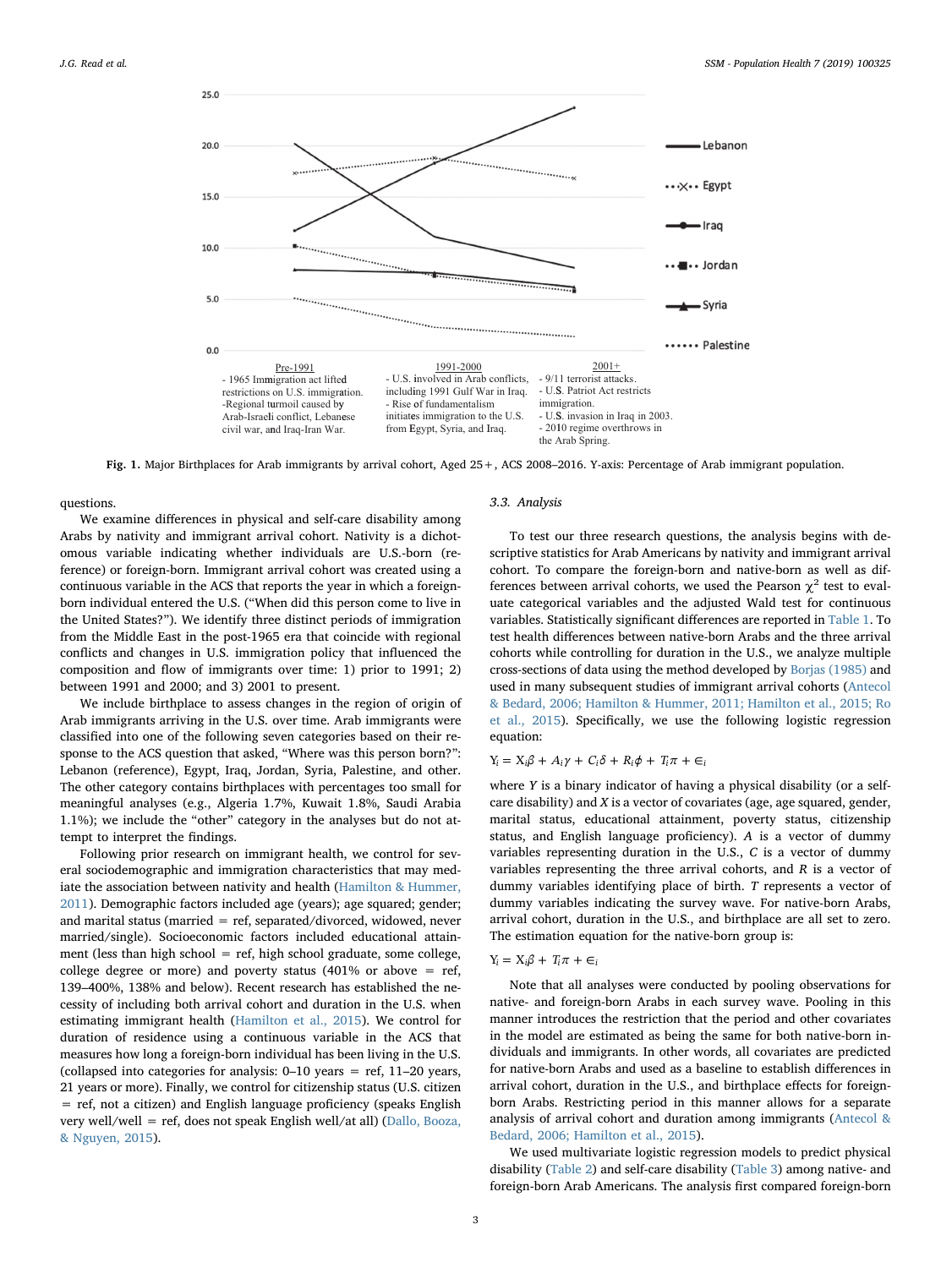Pre-1991
- 1965 Immigration act lifted restrictions on U.S. immigration.
-Regional turmoil caused by Arab-Israeli conflict, Lebanese civil war, and Iraq-Iran War.

1991-2000
- U.S. involved in Arab conflicts, including 1991 Gulf War in Iraq.
- Rise of fundamentalism initiates immigration to the U.S. from Egypt, Syria, and Iraq.

2001+
- 9/11 terrorist attacks.
- U.S. Patriot Act restricts immigration.
- U.S. invasion in Iraq in 2003.
- 2010 regime overthrows in the Arab Spring.

**Fig. 1.** Major Birthplaces for Arab immigrants by arrival cohort, Aged 25+, ACS 2008–2016. Y-axis: Percentage of Arab immigrant population.

questions.

We examine differences in physical and self-care disability among Arabs by nativity and immigrant arrival cohort. Nativity is a dichotomous variable indicating whether individuals are U.S.-born (reference) or foreign-born. Immigrant arrival cohort was created using a continuous variable in the ACS that reports the year in which a foreign-born individual entered the U.S. ("When did this person come to live in the United States?"). We identify three distinct periods of immigration from the Middle East in the post-1965 era that coincide with regional conflicts and changes in U.S. immigration policy that influenced the composition and flow of immigrants over time: 1) prior to 1991; 2) between 1991 and 2000; and 3) 2001 to present.

We include birthplace to assess changes in the region of origin of Arab immigrants arriving in the U.S. over time. Arab immigrants were classified into one of the following seven categories based on their response to the ACS question that asked, "Where was this person born?": Lebanon (reference), Egypt, Iraq, Jordan, Syria, Palestine, and other. The other category contains birthplaces with percentages too small for meaningful analyses (e.g., Algeria 1.7%, Kuwait 1.8%, Saudi Arabia 1.1%); we include the "other" category in the analyses but do not attempt to interpret the findings.

Following prior research on immigrant health, we control for several sociodemographic and immigration characteristics that may mediate the association between nativity and health (Hamilton & Hummer, 2011). Demographic factors included age (years); age squared; gender; and marital status (married = ref, separated/divorced, widowed, never married/single). Socioeconomic factors included educational attainment (less than high school = ref, high school graduate, some college, college degree or more) and poverty status (401% or above = ref, 139–400%, 138% and below). Recent research has established the necessity of including both arrival cohort and duration in the U.S. when estimating immigrant health (Hamilton et al., 2015). We control for duration of residence using a continuous variable in the ACS that measures how long a foreign-born individual has been living in the U.S. (collapsed into categories for analysis: 0–10 years = ref, 11–20 years, 21 years or more). Finally, we control for citizenship status (U.S. citizen = ref, not a citizen) and English language proficiency (speaks English very well/well = ref, does not speak English well/at all) (Dallo, Booza, & Nguyen, 2015).

### 3.3. Analysis

To test our three research questions, the analysis begins with descriptive statistics for Arab Americans by nativity and immigrant arrival cohort. To compare the foreign-born and native-born as well as differences between arrival cohorts, we used the Pearson $\chi^2$ test to evaluate categorical variables and the adjusted Wald test for continuous variables. Statistically significant differences are reported in Table 1. To test health differences between native-born Arabs and the three arrival cohorts while controlling for duration in the U.S., we analyze multiple cross-sections of data using the method developed by Borjas (1985) and used in many subsequent studies of immigrant arrival cohorts (Antecol & Bedard, 2006; Hamilton & Hummer, 2011; Hamilton et al., 2015; Ro et al., 2015). Specifically, we use the following logistic regression equation:

$$Y_i = X_i\beta + A_i\gamma + C_i\delta + R_i\phi + T_i\pi + \epsilon_i$$

where $Y$ is a binary indicator of having a physical disability (or a self-care disability) and $X$ is a vector of covariates (age, age squared, gender, marital status, educational attainment, poverty status, citizenship status, and English language proficiency). $A$ is a vector of dummy variables representing duration in the U.S., $C$ is a vector of dummy variables representing the three arrival cohorts, and $R$ is a vector of dummy variables identifying place of birth. $T$ represents a vector of dummy variables indicating the survey wave. For native-born Arabs, arrival cohort, duration in the U.S., and birthplace are all set to zero. The estimation equation for the native-born group is:

$$Y_i = X_i\beta + T_i\pi + \epsilon_i$$

Note that all analyses were conducted by pooling observations for native- and foreign-born Arabs in each survey wave. Pooling in this manner introduces the restriction that the period and other covariates in the model are estimated as being the same for both native-born individuals and immigrants. In other words, all covariates are predicted for native-born Arabs and used as a baseline to establish differences in arrival cohort, duration in the U.S., and birthplace effects for foreign-born Arabs. Restricting period in this manner allows for a separate analysis of arrival cohort and duration among immigrants (Antecol & Bedard, 2006; Hamilton et al., 2015).

We used multivariate logistic regression models to predict physical disability (Table 2) and self-care disability (Table 3) among native- and foreign-born Arab Americans. The analysis first compared foreign-born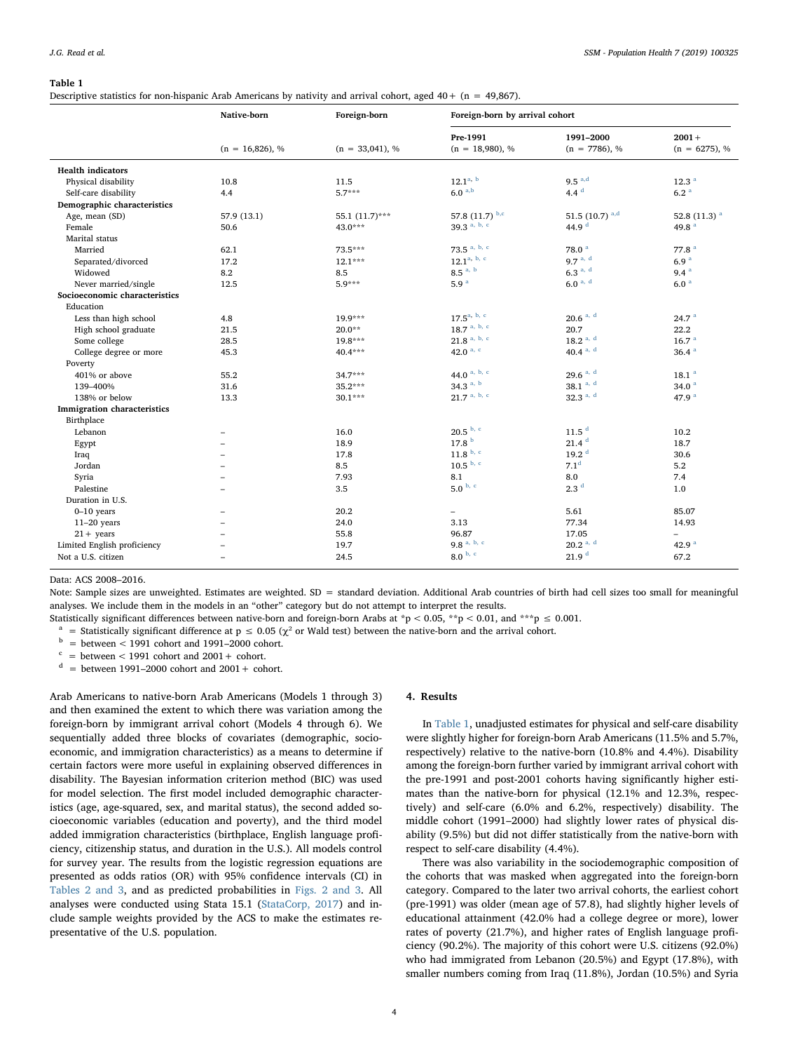**Table 1**
Descriptive statistics for non-hispanic Arab Americans by nativity and arrival cohort, aged 40+ (n = 49,867).

| | Native-born | Foreign-born | Foreign-born by arrival cohort | | |
|---|---|---|---|---|---|
| | (n = 16,826), % | (n = 33,041), % | Pre-1991 (n = 18,980), % | 1991–2000 (n = 7786), % | 2001+ (n = 6275), % |
| **Health indicators** | | | | | |
| Physical disability | 10.8 | 11.5 | 12.1 [a, b] | 9.5 [a,d] | 12.3 [a] |
| Self-care disability | 4.4 | 5.7*** | 6.0 [a,b] | 4.4 [d] | 6.2 [a] |
| **Demographic characteristics** | | | | | |
| Age, mean (SD) | 57.9 (13.1) | 55.1 (11.7)*** | 57.8 (11.7) [b,c] | 51.5 (10.7) [a,d] | 52.8 (11.3) [a] |
| Female | 50.6 | 43.0*** | 39.3 [a, b, c] | 44.9 [d] | 49.8 [a] |
| Marital status | | | | | |
| Married | 62.1 | 73.5*** | 73.5 [a, b, c] | 78.0 [a] | 77.8 [a] |
| Separated/divorced | 17.2 | 12.1*** | 12.1 [a, b, c] | 9.7 [a, d] | 6.9 [a] |
| Widowed | 8.2 | 8.5 | 8.5 [a, b] | 6.3 [a, d] | 9.4 [a] |
| Never married/single | 12.5 | 5.9*** | 5.9 [a] | 6.0 [a, d] | 6.0 [a] |
| **Socioeconomic characteristics** | | | | | |
| Education | | | | | |
| Less than high school | 4.8 | 19.9*** | 17.5 [a, b, c] | 20.6 [a, d] | 24.7 [a] |
| High school graduate | 21.5 | 20.0** | 18.7 [a, b, c] | 20.7 | 22.2 |
| Some college | 28.5 | 19.8*** | 21.8 [a, b, c] | 18.2 [a, d] | 16.7 [a] |
| College degree or more | 45.3 | 40.4*** | 42.0 [a, c] | 40.4 [a, d] | 36.4 [a] |
| Poverty | | | | | |
| 401% or above | 55.2 | 34.7*** | 44.0 [a, b, c] | 29.6 [a, d] | 18.1 [a] |
| 139–400% | 31.6 | 35.2*** | 34.3 [a, b] | 38.1 [a, d] | 34.0 [a] |
| 138% or below | 13.3 | 30.1*** | 21.7 [a, b, c] | 32.3 [a, d] | 47.9 [a] |
| **Immigration characteristics** | | | | | |
| Birthplace | | | | | |
| Lebanon | – | 16.0 | 20.5 [b, c] | 11.5 [d] | 10.2 |
| Egypt | – | 18.9 | 17.8 [b] | 21.4 [d] | 18.7 |
| Iraq | – | 17.8 | 11.8 [b, c] | 19.2 [d] | 30.6 |
| Jordan | – | 8.5 | 10.5 [b, c] | 7.1 [d] | 5.2 |
| Syria | – | 7.93 | 8.1 | 8.0 | 7.4 |
| Palestine | – | 3.5 | 5.0 [b, c] | 2.3 [d] | 1.0 |
| Duration in U.S. | | | | | |
| 0–10 years | – | 20.2 | – | 5.61 | 85.07 |
| 11–20 years | – | 24.0 | 3.13 | 77.34 | 14.93 |
| 21+ years | – | 55.8 | 96.87 | 17.05 | – |
| Limited English proficiency | – | 19.7 | 9.8 [a, b, c] | 20.2 [a, d] | 42.9 [a] |
| Not a U.S. citizen | – | 24.5 | 8.0 [b, c] | 21.9 [d] | 67.2 |

Data: ACS 2008–2016.

Note: Sample sizes are unweighted. Estimates are weighted. SD = standard deviation. Additional Arab countries of birth had cell sizes too small for meaningful analyses. We include them in the models in an "other" category but do not attempt to interpret the results.

Statistically significant differences between native-born and foreign-born Arabs at $^{*}p < 0.05$, $^{**}p < 0.01$, and $^{***}p \leq 0.001$.

[a] = Statistically significant difference at $p \leq 0.05$ ($\chi^2$ or Wald test) between the native-born and the arrival cohort.

[b] = between < 1991 cohort and 1991–2000 cohort.

[c] = between < 1991 cohort and 2001+ cohort.

[d] = between 1991–2000 cohort and 2001+ cohort.

Arab Americans to native-born Arab Americans (Models 1 through 3) and then examined the extent to which there was variation among the foreign-born by immigrant arrival cohort (Models 4 through 6). We sequentially added three blocks of covariates (demographic, socioeconomic, and immigration characteristics) as a means to determine if certain factors were more useful in explaining observed differences in disability. The Bayesian information criterion method (BIC) was used for model selection. The first model included demographic characteristics (age, age-squared, sex, and marital status), the second added socioeconomic variables (education and poverty), and the third model added immigration characteristics (birthplace, English language proficiency, citizenship status, and duration in the U.S.). All models control for survey year. The results from the logistic regression equations are presented as odds ratios (OR) with 95% confidence intervals (CI) in Tables 2 and 3, and as predicted probabilities in Figs. 2 and 3. All analyses were conducted using Stata 15.1 (StataCorp, 2017) and include sample weights provided by the ACS to make the estimates representative of the U.S. population.

## 4. Results

In Table 1, unadjusted estimates for physical and self-care disability were slightly higher for foreign-born Arab Americans (11.5% and 5.7%, respectively) relative to the native-born (10.8% and 4.4%). Disability among the foreign-born further varied by immigrant arrival cohort with the pre-1991 and post-2001 cohorts having significantly higher estimates than the native-born for physical (12.1% and 12.3%, respectively) and self-care (6.0% and 6.2%, respectively) disability. The middle cohort (1991–2000) had slightly lower rates of physical disability (9.5%) but did not differ statistically from the native-born with respect to self-care disability (4.4%).

There was also variability in the sociodemographic composition of the cohorts that was masked when aggregated into the foreign-born category. Compared to the later two arrival cohorts, the earliest cohort (pre-1991) was older (mean age of 57.8), had slightly higher levels of educational attainment (42.0% had a college degree or more), lower rates of poverty (21.7%), and higher rates of English language proficiency (90.2%). The majority of this cohort were U.S. citizens (92.0%) who had immigrated from Lebanon (20.5%) and Egypt (17.8%), with smaller numbers coming from Iraq (11.8%), Jordan (10.5%) and Syria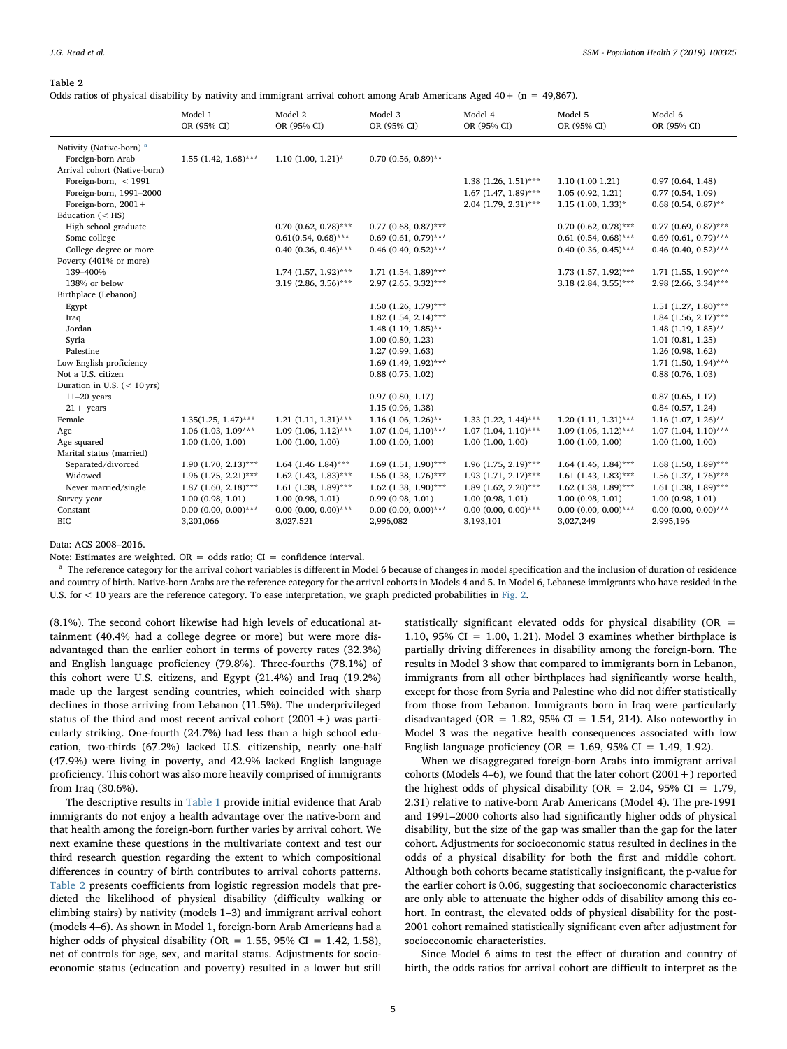**Table 2**

Odds ratios of physical disability by nativity and immigrant arrival cohort among Arab Americans Aged 40+ (n = 49,867).

| | Model 1 OR (95% CI) | Model 2 OR (95% CI) | Model 3 OR (95% CI) | Model 4 OR (95% CI) | Model 5 OR (95% CI) | Model 6 OR (95% CI) |
|---|---|---|---|---|---|---|
| Nativity (Native-born) [a] | | | | | | |
| Foreign-born Arab | 1.55 (1.42, 1.68)*** | 1.10 (1.00, 1.21)* | 0.70 (0.56, 0.89)** | | | |
| Arrival cohort (Native-born) | | | | | | |
| Foreign-born, < 1991 | | | | 1.38 (1.26, 1.51)*** | 1.10 (1.00 1.21) | 0.97 (0.64, 1.48) |
| Foreign-born, 1991–2000 | | | | 1.67 (1.47, 1.89)*** | 1.05 (0.92, 1.21) | 0.77 (0.54, 1.09) |
| Foreign-born, 2001+ | | | | 2.04 (1.79, 2.31)*** | 1.15 (1.00, 1.33)* | 0.68 (0.54, 0.87)** |
| Education (< HS) | | | | | | |
| High school graduate | | 0.70 (0.62, 0.78)*** | 0.77 (0.68, 0.87)*** | | 0.70 (0.62, 0.78)*** | 0.77 (0.69, 0.87)*** |
| Some college | | 0.61(0.54, 0.68)*** | 0.69 (0.61, 0.79)*** | | 0.61 (0.54, 0.68)*** | 0.69 (0.61, 0.79)*** |
| College degree or more | | 0.40 (0.36, 0.46)*** | 0.46 (0.40, 0.52)*** | | 0.40 (0.36, 0.45)*** | 0.46 (0.40, 0.52)*** |
| Poverty (401% or more) | | | | | | |
| 139–400% | | 1.74 (1.57, 1.92)*** | 1.71 (1.54, 1.89)*** | | 1.73 (1.57, 1.92)*** | 1.71 (1.55, 1.90)*** |
| 138% or below | | 3.19 (2.86, 3.56)*** | 2.97 (2.65, 3.32)*** | | 3.18 (2.84, 3.55)*** | 2.98 (2.66, 3.34)*** |
| Birthplace (Lebanon) | | | | | | |
| Egypt | | | 1.50 (1.26, 1.79)*** | | | 1.51 (1.27, 1.80)*** |
| Iraq | | | 1.82 (1.54, 2.14)*** | | | 1.84 (1.56, 2.17)*** |
| Jordan | | | 1.48 (1.19, 1.85)** | | | 1.48 (1.19, 1.85)** |
| Syria | | | 1.00 (0.80, 1.23) | | | 1.01 (0.81, 1.25) |
| Palestine | | | 1.27 (0.99, 1.63) | | | 1.26 (0.98, 1.62) |
| Low English proficiency | | | 1.69 (1.49, 1.92)*** | | | 1.71 (1.50, 1.94)*** |
| Not a U.S. citizen | | | 0.88 (0.75, 1.02) | | | 0.88 (0.76, 1.03) |
| Duration in U.S. (< 10 yrs) | | | | | | |
| 11–20 years | | | 0.97 (0.80, 1.17) | | | 0.87 (0.65, 1.17) |
| 21+ years | | | 1.15 (0.96, 1.38) | | | 0.84 (0.57, 1.24) |
| Female | 1.35(1.25, 1.47)*** | 1.21 (1.11, 1.31)*** | 1.16 (1.06, 1.26)** | 1.33 (1.22, 1.44)*** | 1.20 (1.11, 1.31)*** | 1.16 (1.07, 1.26)** |
| Age | 1.06 (1.03, 1.09*** | 1.09 (1.06, 1.12)*** | 1.07 (1.04, 1.10)*** | 1.07 (1.04, 1.10)*** | 1.09 (1.06, 1.12)*** | 1.07 (1.04, 1.10)*** |
| Age squared | 1.00 (1.00, 1.00) | 1.00 (1.00, 1.00) | 1.00 (1.00, 1.00) | 1.00 (1.00, 1.00) | 1.00 (1.00, 1.00) | 1.00 (1.00, 1.00) |
| Marital status (married) | | | | | | |
| Separated/divorced | 1.90 (1.70, 2.13)*** | 1.64 (1.46 1.84)*** | 1.69 (1.51, 1.90)*** | 1.96 (1.75, 2.19)*** | 1.64 (1.46, 1.84)*** | 1.68 (1.50, 1.89)*** |
| Widowed | 1.96 (1.75, 2.21)*** | 1.62 (1.43, 1.83)*** | 1.56 (1.38, 1.76)*** | 1.93 (1.71, 2.17)*** | 1.61 (1.43, 1.83)*** | 1.56 (1.37, 1.76)*** |
| Never married/single | 1.87 (1.60, 2.18)*** | 1.61 (1.38, 1.89)*** | 1.62 (1.38, 1.90)*** | 1.89 (1.62, 2.20)*** | 1.62 (1.38, 1.89)*** | 1.61 (1.38, 1.89)*** |
| Survey year | 1.00 (0.98, 1.01) | 1.00 (0.98, 1.01) | 0.99 (0.98, 1.01) | 1.00 (0.98, 1.01) | 1.00 (0.98, 1.01) | 1.00 (0.98, 1.01) |
| Constant | 0.00 (0.00, 0.00)*** | 0.00 (0.00, 0.00)*** | 0.00 (0.00, 0.00)*** | 0.00 (0.00, 0.00)*** | 0.00 (0.00, 0.00)*** | 0.00 (0.00, 0.00)*** |
| BIC | 3,201,066 | 3,027,521 | 2,996,082 | 3,193,101 | 3,027,249 | 2,995,196 |

Data: ACS 2008–2016.

Note: Estimates are weighted. OR = odds ratio; CI = confidence interval.

[a] The reference category for the arrival cohort variables is different in Model 6 because of changes in model specification and the inclusion of duration of residence and country of birth. Native-born Arabs are the reference category for the arrival cohorts in Models 4 and 5. In Model 6, Lebanese immigrants who have resided in the U.S. for < 10 years are the reference category. To ease interpretation, we graph predicted probabilities in Fig. 2.

(8.1%). The second cohort likewise had high levels of educational attainment (40.4% had a college degree or more) but were more disadvantaged than the earlier cohort in terms of poverty rates (32.3%) and English language proficiency (79.8%). Three-fourths (78.1%) of this cohort were U.S. citizens, and Egypt (21.4%) and Iraq (19.2%) made up the largest sending countries, which coincided with sharp declines in those arriving from Lebanon (11.5%). The underprivileged status of the third and most recent arrival cohort (2001+) was particularly striking. One-fourth (24.7%) had less than a high school education, two-thirds (67.2%) lacked U.S. citizenship, nearly one-half (47.9%) were living in poverty, and 42.9% lacked English language proficiency. This cohort was also more heavily comprised of immigrants from Iraq (30.6%).

The descriptive results in Table 1 provide initial evidence that Arab immigrants do not enjoy a health advantage over the native-born and that health among the foreign-born further varies by arrival cohort. We next examine these questions in the multivariate context and test our third research question regarding the extent to which compositional differences in country of birth contributes to arrival cohorts patterns. Table 2 presents coefficients from logistic regression models that predicted the likelihood of physical disability (difficulty walking or climbing stairs) by nativity (models 1–3) and immigrant arrival cohort (models 4–6). As shown in Model 1, foreign-born Arab Americans had a higher odds of physical disability (OR = 1.55, 95% CI = 1.42, 1.58), net of controls for age, sex, and marital status. Adjustments for socioeconomic status (education and poverty) resulted in a lower but still statistically significant elevated odds for physical disability (OR = 1.10, 95% CI = 1.00, 1.21). Model 3 examines whether birthplace is partially driving differences in disability among the foreign-born. The results in Model 3 show that compared to immigrants born in Lebanon, immigrants from all other birthplaces had significantly worse health, except for those from Syria and Palestine who did not differ statistically from those from Lebanon. Immigrants born in Iraq were particularly disadvantaged (OR = 1.82, 95% CI = 1.54, 214). Also noteworthy in Model 3 was the negative health consequences associated with low English language proficiency (OR = 1.69, 95% CI = 1.49, 1.92).

When we disaggregated foreign-born Arabs into immigrant arrival cohorts (Models 4–6), we found that the later cohort (2001+) reported the highest odds of physical disability (OR = 2.04, 95% CI = 1.79, 2.31) relative to native-born Arab Americans (Model 4). The pre-1991 and 1991–2000 cohorts also had significantly higher odds of physical disability, but the size of the gap was smaller than the gap for the later cohort. Adjustments for socioeconomic status resulted in declines in the odds of a physical disability for both the first and middle cohort. Although both cohorts became statistically insignificant, the p-value for the earlier cohort is 0.06, suggesting that socioeconomic characteristics are only able to attenuate the higher odds of disability among this cohort. In contrast, the elevated odds of physical disability for the post-2001 cohort remained statistically significant even after adjustment for socioeconomic characteristics.

Since Model 6 aims to test the effect of duration and country of birth, the odds ratios for arrival cohort are difficult to interpret as the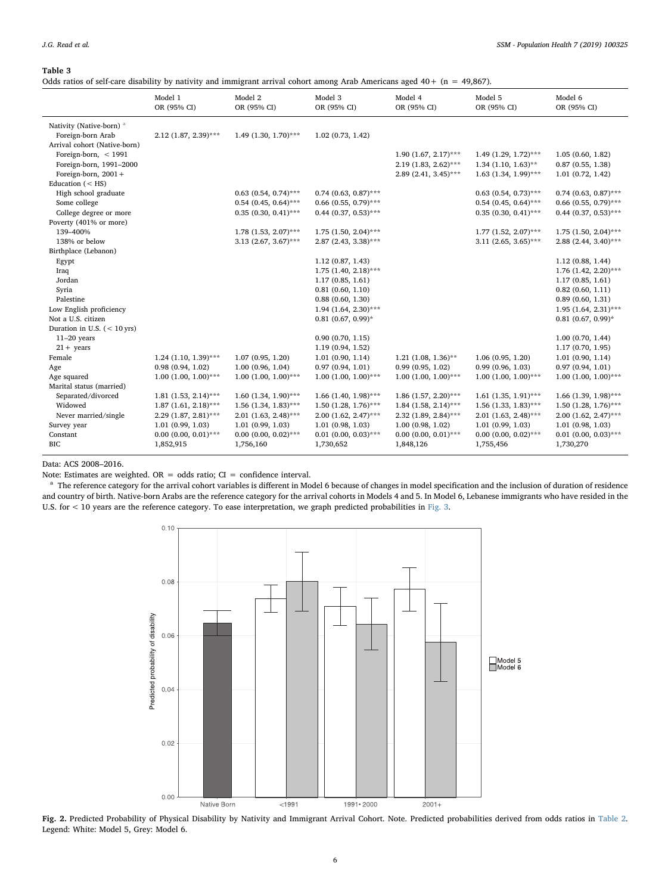**Table 3**
Odds ratios of self-care disability by nativity and immigrant arrival cohort among Arab Americans aged 40+ (n = 49,867).

| | Model 1 OR (95% CI) | Model 2 OR (95% CI) | Model 3 OR (95% CI) | Model 4 OR (95% CI) | Model 5 OR (95% CI) | Model 6 OR (95% CI) |
|---|---|---|---|---|---|---|
| Nativity (Native-born) [a] | | | | | | |
| Foreign-born Arab | 2.12 (1.87, 2.39)*** | 1.49 (1.30, 1.70)*** | 1.02 (0.73, 1.42) | | | |
| Arrival cohort (Native-born) | | | | | | |
| Foreign-born, < 1991 | | | | 1.90 (1.67, 2.17)*** | 1.49 (1.29, 1.72)*** | 1.05 (0.60, 1.82) |
| Foreign-born, 1991–2000 | | | | 2.19 (1.83, 2.62)*** | 1.34 (1.10, 1.63)** | 0.87 (0.55, 1.38) |
| Foreign-born, 2001+ | | | | 2.89 (2.41, 3.45)*** | 1.63 (1.34, 1.99)*** | 1.01 (0.72, 1.42) |
| Education (< HS) | | | | | | |
| High school graduate | | 0.63 (0.54, 0.74)*** | 0.74 (0.63, 0.87)*** | | 0.63 (0.54, 0.73)*** | 0.74 (0.63, 0.87)*** |
| Some college | | 0.54 (0.45, 0.64)*** | 0.66 (0.55, 0.79)*** | | 0.54 (0.45, 0.64)*** | 0.66 (0.55, 0.79)*** |
| College degree or more | | 0.35 (0.30, 0.41)*** | 0.44 (0.37, 0.53)*** | | 0.35 (0.30, 0.41)*** | 0.44 (0.37, 0.53)*** |
| Poverty (401% or more) | | | | | | |
| 139–400% | | 1.78 (1.53, 2.07)*** | 1.75 (1.50, 2.04)*** | | 1.77 (1.52, 2.07)*** | 1.75 (1.50, 2.04)*** |
| 138% or below | | 3.13 (2.67, 3.67)*** | 2.87 (2.43, 3.38)*** | | 3.11 (2.65, 3.65)*** | 2.88 (2.44, 3.40)*** |
| Birthplace (Lebanon) | | | | | | |
| Egypt | | | 1.12 (0.87, 1.43) | | | 1.12 (0.88, 1.44) |
| Iraq | | | 1.75 (1.40, 2.18)*** | | | 1.76 (1.42, 2.20)*** |
| Jordan | | | 1.17 (0.85, 1.61) | | | 1.17 (0.85, 1.61) |
| Syria | | | 0.81 (0.60, 1.10) | | | 0.82 (0.60, 1.11) |
| Palestine | | | 0.88 (0.60, 1.30) | | | 0.89 (0.60, 1.31) |
| Low English proficiency | | | 1.94 (1.64, 2.30)*** | | | 1.95 (1.64, 2.31)*** |
| Not a U.S. citizen | | | 0.81 (0.67, 0.99)* | | | 0.81 (0.67, 0.99)* |
| Duration in U.S. (< 10 yrs) | | | | | | |
| 11–20 years | | | 0.90 (0.70, 1.15) | | | 1.00 (0.70, 1.44) |
| 21+ years | | | 1.19 (0.94, 1.52) | | | 1.17 (0.70, 1.95) |
| Female | 1.24 (1.10, 1.39)*** | 1.07 (0.95, 1.20) | 1.01 (0.90, 1.14) | 1.21 (1.08, 1.36)** | 1.06 (0.95, 1.20) | 1.01 (0.90, 1.14) |
| Age | 0.98 (0.94, 1.02) | 1.00 (0.96, 1.04) | 0.97 (0.94, 1.01) | 0.99 (0.95, 1.02) | 0.99 (0.96, 1.03) | 0.97 (0.94, 1.01) |
| Age squared | 1.00 (1.00, 1.00)*** | 1.00 (1.00, 1.00)*** | 1.00 (1.00, 1.00)*** | 1.00 (1.00, 1.00)*** | 1.00 (1.00, 1.00)*** | 1.00 (1.00, 1.00)*** |
| Marital status (married) | | | | | | |
| Separated/divorced | 1.81 (1.53, 2.14)*** | 1.60 (1.34, 1.90)*** | 1.66 (1.40, 1.98)*** | 1.86 (1.57, 2.20)*** | 1.61 (1.35, 1.91)*** | 1.66 (1.39, 1.98)*** |
| Widowed | 1.87 (1.61, 2.18)*** | 1.56 (1.34, 1.83)*** | 1.50 (1.28, 1.76)*** | 1.84 (1.58, 2.14)*** | 1.56 (1.33, 1.83)*** | 1.50 (1.28, 1.76)*** |
| Never married/single | 2.29 (1.87, 2.81)*** | 2.01 (1.63, 2.48)*** | 2.00 (1.62, 2.47)*** | 2.32 (1.89, 2.84)*** | 2.01 (1.63, 2.48)*** | 2.00 (1.62, 2.47)*** |
| Survey year | 1.01 (0.99, 1.03) | 1.01 (0.99, 1.03) | 1.01 (0.98, 1.03) | 1.00 (0.98, 1.02) | 1.01 (0.99, 1.03) | 1.01 (0.98, 1.03) |
| Constant | 0.00 (0.00, 0.01)*** | 0.00 (0.00, 0.02)*** | 0.01 (0.00, 0.03)*** | 0.00 (0.00, 0.01)*** | 0.00 (0.00, 0.02)*** | 0.01 (0.00, 0.03)*** |
| BIC | 1,852,915 | 1,756,160 | 1,730,652 | 1,848,126 | 1,755,456 | 1,730,270 |

Data: ACS 2008–2016.

Note: Estimates are weighted. OR = odds ratio; CI = confidence interval.

[a] The reference category for the arrival cohort variables is different in Model 6 because of changes in model specification and the inclusion of duration of residence and country of birth. Native-born Arabs are the reference category for the arrival cohorts in Models 4 and 5. In Model 6, Lebanese immigrants who have resided in the U.S. for < 10 years are the reference category. To ease interpretation, we graph predicted probabilities in Fig. 3.

**Fig. 2.** Predicted Probability of Physical Disability by Nativity and Immigrant Arrival Cohort. Note. Predicted probabilities derived from odds ratios in Table 2. Legend: White: Model 5, Grey: Model 6.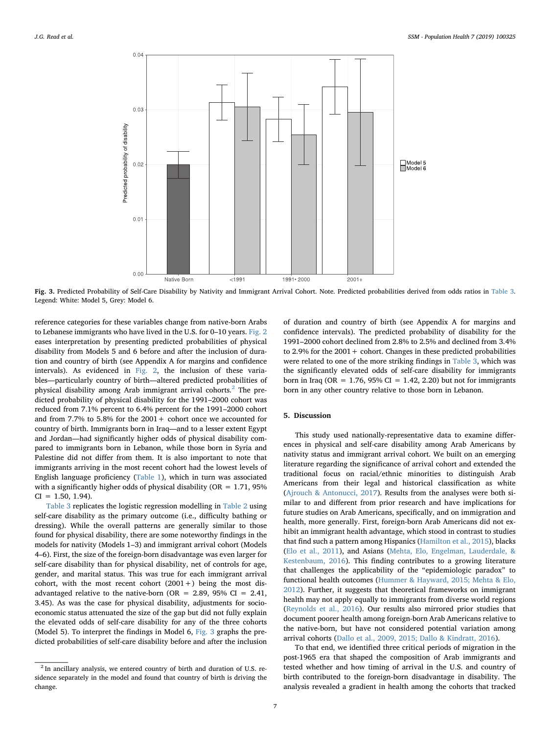Fig. 3. Predicted Probability of Self-Care Disability by Nativity and Immigrant Arrival Cohort. Note. Predicted probabilities derived from odds ratios in Table 3. Legend: White: Model 5, Grey: Model 6.

reference categories for these variables change from native-born Arabs to Lebanese immigrants who have lived in the U.S. for 0–10 years. Fig. 2 eases interpretation by presenting predicted probabilities of physical disability from Models 5 and 6 before and after the inclusion of duration and country of birth (see Appendix A for margins and confidence intervals). As evidenced in Fig. 2, the inclusion of these variables—particularly country of birth—altered predicted probabilities of physical disability among Arab immigrant arrival cohorts.[2] The predicted probability of physical disability for the 1991–2000 cohort was reduced from 7.1% percent to 6.4% percent for the 1991–2000 cohort and from 7.7% to 5.8% for the 2001+ cohort once we accounted for country of birth. Immigrants born in Iraq—and to a lesser extent Egypt and Jordan—had significantly higher odds of physical disability compared to immigrants born in Lebanon, while those born in Syria and Palestine did not differ from them. It is also important to note that immigrants arriving in the most recent cohort had the lowest levels of English language proficiency (Table 1), which in turn was associated with a significantly higher odds of physical disability (OR = 1.71, 95% CI = 1.50, 1.94).

Table 3 replicates the logistic regression modelling in Table 2 using self-care disability as the primary outcome (i.e., difficulty bathing or dressing). While the overall patterns are generally similar to those found for physical disability, there are some noteworthy findings in the models for nativity (Models 1–3) and immigrant arrival cohort (Models 4–6). First, the size of the foreign-born disadvantage was even larger for self-care disability than for physical disability, net of controls for age, gender, and marital status. This was true for each immigrant arrival cohort, with the most recent cohort (2001+) being the most disadvantaged relative to the native-born (OR = 2.89, 95% CI = 2.41, 3.45). As was the case for physical disability, adjustments for socioeconomic status attenuated the size of the gap but did not fully explain the elevated odds of self-care disability for any of the three cohorts (Model 5). To interpret the findings in Model 6, Fig. 3 graphs the predicted probabilities of self-care disability before and after the inclusion of duration and country of birth (see Appendix A for margins and confidence intervals). The predicted probability of disability for the 1991–2000 cohort declined from 2.8% to 2.5% and declined from 3.4% to 2.9% for the 2001+ cohort. Changes in these predicted probabilities were related to one of the more striking findings in Table 3, which was the significantly elevated odds of self-care disability for immigrants born in Iraq (OR = 1.76, 95% CI = 1.42, 2.20) but not for immigrants born in any other country relative to those born in Lebanon.

## 5. Discussion

This study used nationally-representative data to examine differences in physical and self-care disability among Arab Americans by nativity status and immigrant arrival cohort. We built on an emerging literature regarding the significance of arrival cohort and extended the traditional focus on racial/ethnic minorities to distinguish Arab Americans from their legal and historical classification as white (Ajrouch & Antonucci, 2017). Results from the analyses were both similar to and different from prior research and have implications for future studies on Arab Americans, specifically, and on immigration and health, more generally. First, foreign-born Arab Americans did not exhibit an immigrant health advantage, which stood in contrast to studies that find such a pattern among Hispanics (Hamilton et al., 2015), blacks (Elo et al., 2011), and Asians (Mehta, Elo, Engelman, Lauderdale, & Kestenbaum, 2016). This finding contributes to a growing literature that challenges the applicability of the "epidemiologic paradox" to functional health outcomes (Hummer & Hayward, 2015; Mehta & Elo, 2012). Further, it suggests that theoretical frameworks on immigrant health may not apply equally to immigrants from diverse world regions (Reynolds et al., 2016). Our results also mirrored prior studies that document poorer health among foreign-born Arab Americans relative to the native-born, but have not considered potential variation among arrival cohorts (Dallo et al., 2009, 2015; Dallo & Kindratt, 2016).

To that end, we identified three critical periods of migration in the post-1965 era that shaped the composition of Arab immigrants and tested whether and how timing of arrival in the U.S. and country of birth contributed to the foreign-born disadvantage in disability. The analysis revealed a gradient in health among the cohorts that tracked

[2] In ancillary analysis, we entered country of birth and duration of U.S. residence separately in the model and found that country of birth is driving the change.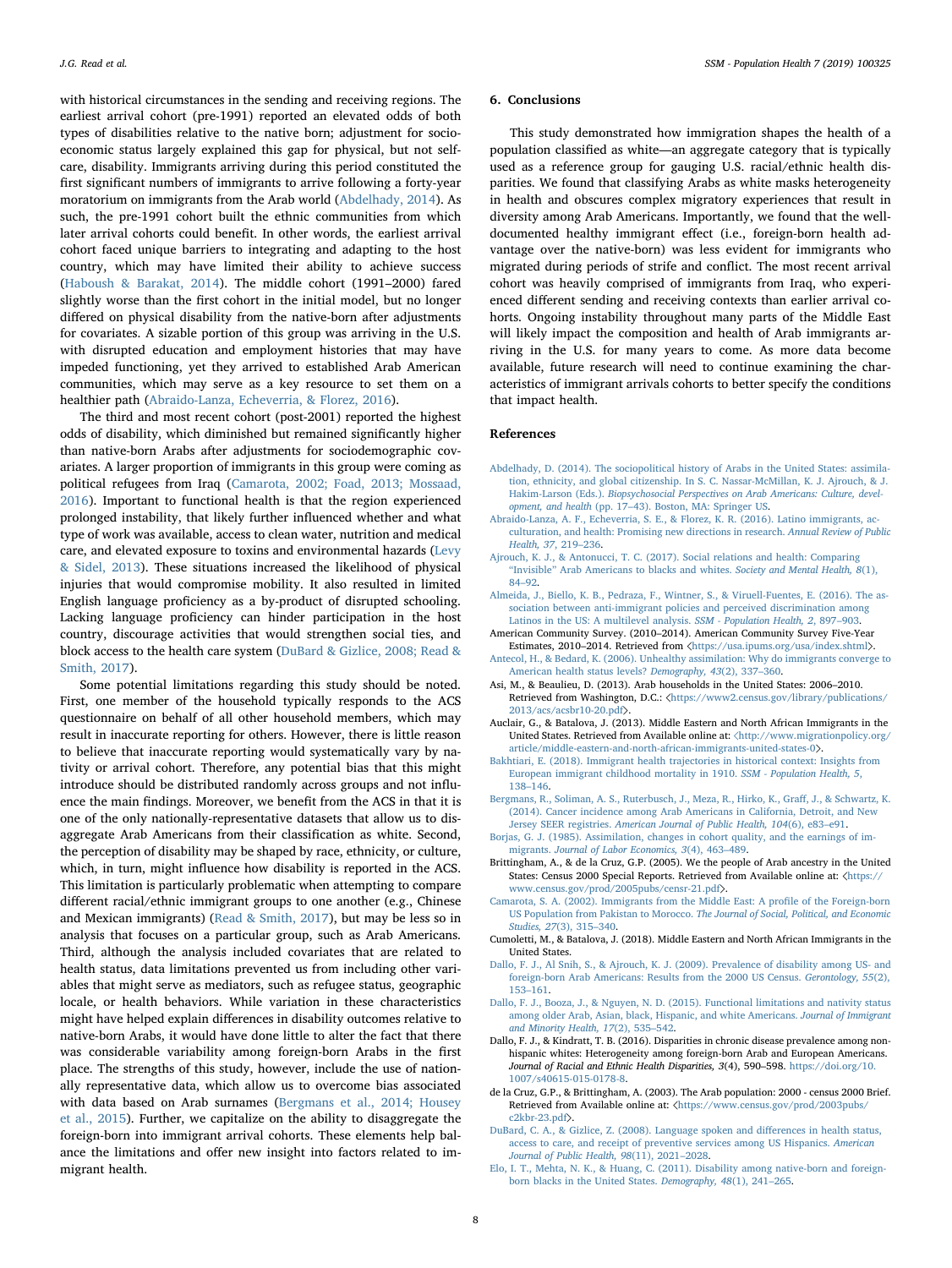with historical circumstances in the sending and receiving regions. The earliest arrival cohort (pre-1991) reported an elevated odds of both types of disabilities relative to the native born; adjustment for socioeconomic status largely explained this gap for physical, but not self-care, disability. Immigrants arriving during this period constituted the first significant numbers of immigrants to arrive following a forty-year moratorium on immigrants from the Arab world (Abdelhady, 2014). As such, the pre-1991 cohort built the ethnic communities from which later arrival cohorts could benefit. In other words, the earliest arrival cohort faced unique barriers to integrating and adapting to the host country, which may have limited their ability to achieve success (Haboush & Barakat, 2014). The middle cohort (1991–2000) fared slightly worse than the first cohort in the initial model, but no longer differed on physical disability from the native-born after adjustments for covariates. A sizable portion of this group was arriving in the U.S. with disrupted education and employment histories that may have impeded functioning, yet they arrived to established Arab American communities, which may serve as a key resource to set them on a healthier path (Abraido-Lanza, Echeverria, & Florez, 2016).

The third and most recent cohort (post-2001) reported the highest odds of disability, which diminished but remained significantly higher than native-born Arabs after adjustments for sociodemographic covariates. A larger proportion of immigrants in this group were coming as political refugees from Iraq (Camarota, 2002; Foad, 2013; Mossaad, 2016). Important to functional health is that the region experienced prolonged instability, that likely further influenced whether and what type of work was available, access to clean water, nutrition and medical care, and elevated exposure to toxins and environmental hazards (Levy & Sidel, 2013). These situations increased the likelihood of physical injuries that would compromise mobility. It also resulted in limited English language proficiency as a by-product of disrupted schooling. Lacking language proficiency can hinder participation in the host country, discourage activities that would strengthen social ties, and block access to the health care system (DuBard & Gizlice, 2008; Read & Smith, 2017).

Some potential limitations regarding this study should be noted. First, one member of the household typically responds to the ACS questionnaire on behalf of all other household members, which may result in inaccurate reporting for others. However, there is little reason to believe that inaccurate reporting would systematically vary by nativity or arrival cohort. Therefore, any potential bias that this might introduce should be distributed randomly across groups and not influence the main findings. Moreover, we benefit from the ACS in that it is one of the only nationally-representative datasets that allow us to disaggregate Arab Americans from their classification as white. Second, the perception of disability may be shaped by race, ethnicity, or culture, which, in turn, might influence how disability is reported in the ACS. This limitation is particularly problematic when attempting to compare different racial/ethnic immigrant groups to one another (e.g., Chinese and Mexican immigrants) (Read & Smith, 2017), but may be less so in analysis that focuses on a particular group, such as Arab Americans. Third, although the analysis included covariates that are related to health status, data limitations prevented us from including other variables that might serve as mediators, such as refugee status, geographic locale, or health behaviors. While variation in these characteristics might have helped explain differences in disability outcomes relative to native-born Arabs, it would have done little to alter the fact that there was considerable variability among foreign-born Arabs in the first place. The strengths of this study, however, include the use of nationally representative data, which allow us to overcome bias associated with data based on Arab surnames (Bergmans et al., 2014; Housey et al., 2015). Further, we capitalize on the ability to disaggregate the foreign-born into immigrant arrival cohorts. These elements help balance the limitations and offer new insight into factors related to immigrant health.

## 6. Conclusions

This study demonstrated how immigration shapes the health of a population classified as white—an aggregate category that is typically used as a reference group for gauging U.S. racial/ethnic health disparities. We found that classifying Arabs as white masks heterogeneity in health and obscures complex migratory experiences that result in diversity among Arab Americans. Importantly, we found that the well-documented healthy immigrant effect (i.e., foreign-born health advantage over the native-born) was less evident for immigrants who migrated during periods of strife and conflict. The most recent arrival cohort was heavily comprised of immigrants from Iraq, who experienced different sending and receiving contexts than earlier arrival cohorts. Ongoing instability throughout many parts of the Middle East will likely impact the composition and health of Arab immigrants arriving in the U.S. for many years to come. As more data become available, future research will need to continue examining the characteristics of immigrant arrivals cohorts to better specify the conditions that impact health.

## References

Abdelhady, D. (2014). The sociopolitical history of Arabs in the United States: assimilation, ethnicity, and global citizenship. In S. C. Nassar-McMillan, K. J. Ajrouch, & J. Hakim-Larson (Eds.). *Biopsychosocial Perspectives on Arab Americans: Culture, development, and health* (pp. 17–43). Boston, MA: Springer US.

Abraido-Lanza, A. F., Echeverria, S. E., & Florez, K. R. (2016). Latino immigrants, acculturation, and health: Promising new directions in research. *Annual Review of Public Health, 37*, 219–236.

Ajrouch, K. J., & Antonucci, T. C. (2017). Social relations and health: Comparing "Invisible" Arab Americans to blacks and whites. *Society and Mental Health, 8*(1), 84–92.

Almeida, J., Biello, K. B., Pedraza, F., Wintner, S., & Viruell-Fuentes, E. (2016). The association between anti-immigrant policies and perceived discrimination among Latinos in the US: A multilevel analysis. *SSM - Population Health, 2*, 897–903.

American Community Survey. (2010–2014). American Community Survey Five-Year Estimates, 2010–2014. Retrieved from 〈https://usa.ipums.org/usa/index.shtml〉.

Antecol, H., & Bedard, K. (2006). Unhealthy assimilation: Why do immigrants converge to American health status levels? *Demography, 43*(2), 337–360.

Asi, M., & Beaulieu, D. (2013). Arab households in the United States: 2006–2010. Retrieved from Washington, D.C.: 〈https://www2.census.gov/library/publications/2013/acs/acsbr10-20.pdf〉.

Auclair, G., & Batalova, J. (2013). Middle Eastern and North African Immigrants in the United States. Retrieved from Available online at: 〈http://www.migrationpolicy.org/article/middle-eastern-and-north-african-immigrants-united-states-0〉.

Bakhtiari, E. (2018). Immigrant health trajectories in historical context: Insights from European immigrant childhood mortality in 1910. *SSM - Population Health, 5*, 138–146.

Bergmans, R., Soliman, A. S., Ruterbusch, J., Meza, R., Hirko, K., Graff, J., & Schwartz, K. (2014). Cancer incidence among Arab Americans in California, Detroit, and New Jersey SEER registries. *American Journal of Public Health, 104*(6), e83–e91.

Borjas, G. J. (1985). Assimilation, changes in cohort quality, and the earnings of immigrants. *Journal of Labor Economics, 3*(4), 463–489.

Brittingham, A., & de la Cruz, G.P. (2005). We the people of Arab ancestry in the United States: Census 2000 Special Reports. Retrieved from Available online at: 〈https://www.census.gov/prod/2005pubs/censr-21.pdf〉.

Camarota, S. A. (2002). Immigrants from the Middle East: A profile of the Foreign-born US Population from Pakistan to Morocco. *The Journal of Social, Political, and Economic Studies, 27*(3), 315–340.

Cumoletti, M., & Batalova, J. (2018). Middle Eastern and North African Immigrants in the United States.

Dallo, F. J., Al Snih, S., & Ajrouch, K. J. (2009). Prevalence of disability among US- and foreign-born Arab Americans: Results from the 2000 US Census. *Gerontology, 55*(2), 153–161.

Dallo, F. J., Booza, J., & Nguyen, N. D. (2015). Functional limitations and nativity status among older Arab, Asian, black, Hispanic, and white Americans. *Journal of Immigrant and Minority Health, 17*(2), 535–542.

Dallo, F. J., & Kindratt, T. B. (2016). Disparities in chronic disease prevalence among non-hispanic whites: Heterogeneity among foreign-born Arab and European Americans. *Journal of Racial and Ethnic Health Disparities, 3*(4), 590–598. https://doi.org/10.1007/s40615-015-0178-8.

de la Cruz, G.P., & Brittingham, A. (2003). The Arab population: 2000 - census 2000 Brief. Retrieved from Available online at: 〈https://www.census.gov/prod/2003pubs/c2kbr-23.pdf〉.

DuBard, C. A., & Gizlice, Z. (2008). Language spoken and differences in health status, access to care, and receipt of preventive services among US Hispanics. *American Journal of Public Health, 98*(11), 2021–2028.

Elo, I. T., Mehta, N. K., & Huang, C. (2011). Disability among native-born and foreign-born blacks in the United States. *Demography, 48*(1), 241–265.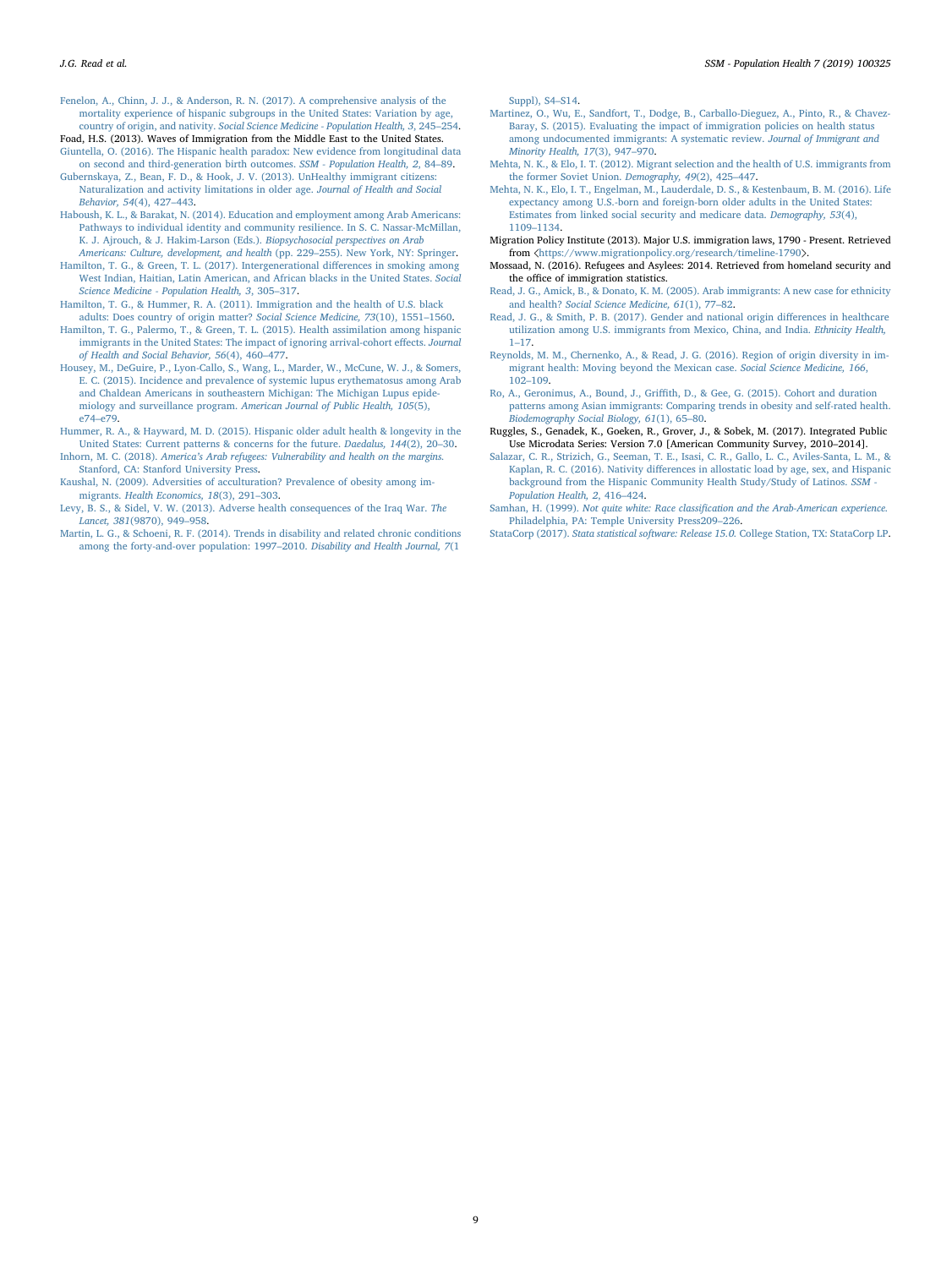Fenelon, A., Chinn, J. J., & Anderson, R. N. (2017). A comprehensive analysis of the mortality experience of hispanic subgroups in the United States: Variation by age, country of origin, and nativity. *Social Science Medicine - Population Health, 3*, 245–254.

Foad, H.S. (2013). Waves of Immigration from the Middle East to the United States.

Giuntella, O. (2016). The Hispanic health paradox: New evidence from longitudinal data on second and third-generation birth outcomes. *SSM - Population Health, 2*, 84–89.

Gubernskaya, Z., Bean, F. D., & Hook, J. V. (2013). UnHealthy immigrant citizens: Naturalization and activity limitations in older age. *Journal of Health and Social Behavior, 54*(4), 427–443.

Haboush, K. L., & Barakat, N. (2014). Education and employment among Arab Americans: Pathways to individual identity and community resilience. In S. C. Nassar-McMillan, K. J. Ajrouch, & J. Hakim-Larson (Eds.). *Biopsychosocial perspectives on Arab Americans: Culture, development, and health* (pp. 229–255). New York, NY: Springer.

Hamilton, T. G., & Green, T. L. (2017). Intergenerational differences in smoking among West Indian, Haitian, Latin American, and African blacks in the United States. *Social Science Medicine - Population Health, 3*, 305–317.

Hamilton, T. G., & Hummer, R. A. (2011). Immigration and the health of U.S. black adults: Does country of origin matter? *Social Science Medicine, 73*(10), 1551–1560.

Hamilton, T. G., Palermo, T., & Green, T. L. (2015). Health assimilation among hispanic immigrants in the United States: The impact of ignoring arrival-cohort effects. *Journal of Health and Social Behavior, 56*(4), 460–477.

Housey, M., DeGuire, P., Lyon-Callo, S., Wang, L., Marder, W., McCune, W. J., & Somers, E. C. (2015). Incidence and prevalence of systemic lupus erythematosus among Arab and Chaldean Americans in southeastern Michigan: The Michigan Lupus epidemiology and surveillance program. *American Journal of Public Health, 105*(5), e74–e79.

Hummer, R. A., & Hayward, M. D. (2015). Hispanic older adult health & longevity in the United States: Current patterns & concerns for the future. *Daedalus, 144*(2), 20–30.

Inhorn, M. C. (2018). *America's Arab refugees: Vulnerability and health on the margins.* Stanford, CA: Stanford University Press.

Kaushal, N. (2009). Adversities of acculturation? Prevalence of obesity among immigrants. *Health Economics, 18*(3), 291–303.

Levy, B. S., & Sidel, V. W. (2013). Adverse health consequences of the Iraq War. *The Lancet, 381*(9870), 949–958.

Martin, L. G., & Schoeni, R. F. (2014). Trends in disability and related chronic conditions among the forty-and-over population: 1997–2010. *Disability and Health Journal, 7*(1 Suppl), S4–S14.

Martinez, O., Wu, E., Sandfort, T., Dodge, B., Carballo-Dieguez, A., Pinto, R., & Chavez-Baray, S. (2015). Evaluating the impact of immigration policies on health status among undocumented immigrants: A systematic review. *Journal of Immigrant and Minority Health, 17*(3), 947–970.

Mehta, N. K., & Elo, I. T. (2012). Migrant selection and the health of U.S. immigrants from the former Soviet Union. *Demography, 49*(2), 425–447.

Mehta, N. K., Elo, I. T., Engelman, M., Lauderdale, D. S., & Kestenbaum, B. M. (2016). Life expectancy among U.S.-born and foreign-born older adults in the United States: Estimates from linked social security and medicare data. *Demography, 53*(4), 1109–1134.

Migration Policy Institute (2013). Major U.S. immigration laws, 1790 - Present. Retrieved from ⟨https://www.migrationpolicy.org/research/timeline-1790⟩.

Mossaad, N. (2016). Refugees and Asylees: 2014. Retrieved from homeland security and the office of immigration statistics.

Read, J. G., Amick, B., & Donato, K. M. (2005). Arab immigrants: A new case for ethnicity and health? *Social Science Medicine, 61*(1), 77–82.

Read, J. G., & Smith, P. B. (2017). Gender and national origin differences in healthcare utilization among U.S. immigrants from Mexico, China, and India. *Ethnicity Health,* 1–17.

Reynolds, M. M., Chernenko, A., & Read, J. G. (2016). Region of origin diversity in immigrant health: Moving beyond the Mexican case. *Social Science Medicine, 166*, 102–109.

Ro, A., Geronimus, A., Bound, J., Griffith, D., & Gee, G. (2015). Cohort and duration patterns among Asian immigrants: Comparing trends in obesity and self-rated health. *Biodemography Social Biology, 61*(1), 65–80.

Ruggles, S., Genadek, K., Goeken, R., Grover, J., & Sobek, M. (2017). Integrated Public Use Microdata Series: Version 7.0 [American Community Survey, 2010–2014].

Salazar, C. R., Strizich, G., Seeman, T. E., Isasi, C. R., Gallo, L. C., Aviles-Santa, L. M., & Kaplan, R. C. (2016). Nativity differences in allostatic load by age, sex, and Hispanic background from the Hispanic Community Health Study/Study of Latinos. *SSM - Population Health, 2*, 416–424.

Samhan, H. (1999). *Not quite white: Race classification and the Arab-American experience.* Philadelphia, PA: Temple University Press209–226.

StataCorp (2017). *Stata statistical software: Release 15.0.* College Station, TX: StataCorp LP.